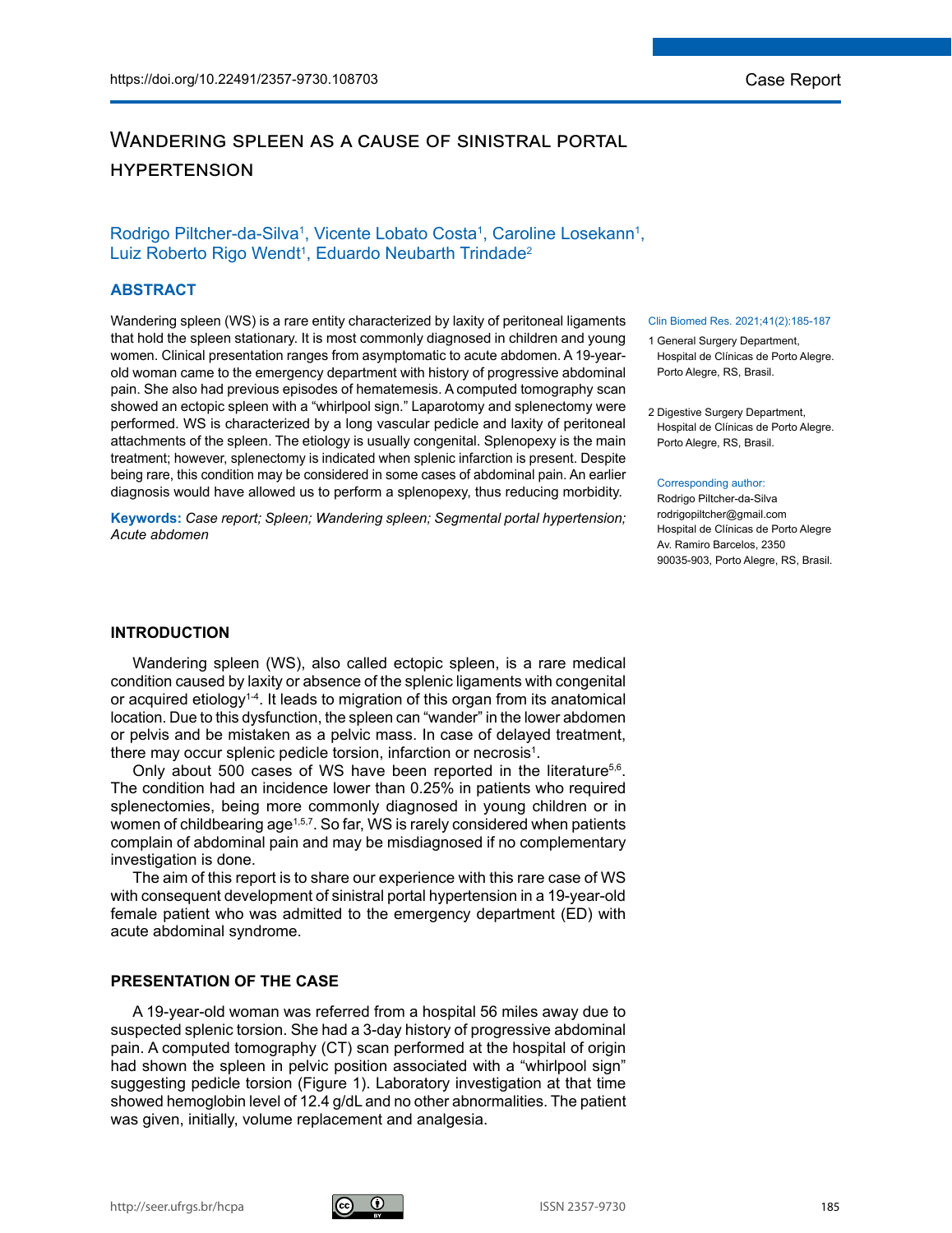https://doi.org/10.22491/2357-9730.108703

Case Report

# Wandering spleen as a cause of sinistral portal hypertension

Rodrigo Piltcher-da-Silva[1], Vicente Lobato Costa[1], Caroline Losekann[1], Luiz Roberto Rigo Wendt[1], Eduardo Neubarth Trindade[2]

## ABSTRACT

Wandering spleen (WS) is a rare entity characterized by laxity of peritoneal ligaments that hold the spleen stationary. It is most commonly diagnosed in children and young women. Clinical presentation ranges from asymptomatic to acute abdomen. A 19-year-old woman came to the emergency department with history of progressive abdominal pain. She also had previous episodes of hematemesis. A computed tomography scan showed an ectopic spleen with a "whirlpool sign." Laparotomy and splenectomy were performed. WS is characterized by a long vascular pedicle and laxity of peritoneal attachments of the spleen. The etiology is usually congenital. Splenopexy is the main treatment; however, splenectomy is indicated when splenic infarction is present. Despite being rare, this condition may be considered in some cases of abdominal pain. An earlier diagnosis would have allowed us to perform a splenopexy, thus reducing morbidity.

**Keywords:** *Case report; Spleen; Wandering spleen; Segmental portal hypertension; Acute abdomen*

Clin Biomed Res. 2021;41(2):185-187

1 General Surgery Department, Hospital de Clínicas de Porto Alegre. Porto Alegre, RS, Brasil.

2 Digestive Surgery Department, Hospital de Clínicas de Porto Alegre. Porto Alegre, RS, Brasil.

Corresponding author:
Rodrigo Piltcher-da-Silva
rodrigopiltcher@gmail.com
Hospital de Clínicas de Porto Alegre
Av. Ramiro Barcelos, 2350
90035-903, Porto Alegre, RS, Brasil.

## INTRODUCTION

Wandering spleen (WS), also called ectopic spleen, is a rare medical condition caused by laxity or absence of the splenic ligaments with congenital or acquired etiology[1-4]. It leads to migration of this organ from its anatomical location. Due to this dysfunction, the spleen can "wander" in the lower abdomen or pelvis and be mistaken as a pelvic mass. In case of delayed treatment, there may occur splenic pedicle torsion, infarction or necrosis[1].

Only about 500 cases of WS have been reported in the literature[5,6]. The condition had an incidence lower than 0.25% in patients who required splenectomies, being more commonly diagnosed in young children or in women of childbearing age[1,5,7]. So far, WS is rarely considered when patients complain of abdominal pain and may be misdiagnosed if no complementary investigation is done.

The aim of this report is to share our experience with this rare case of WS with consequent development of sinistral portal hypertension in a 19-year-old female patient who was admitted to the emergency department (ED) with acute abdominal syndrome.

## PRESENTATION OF THE CASE

A 19-year-old woman was referred from a hospital 56 miles away due to suspected splenic torsion. She had a 3-day history of progressive abdominal pain. A computed tomography (CT) scan performed at the hospital of origin had shown the spleen in pelvic position associated with a "whirlpool sign" suggesting pedicle torsion (Figure 1). Laboratory investigation at that time showed hemoglobin level of 12.4 g/dL and no other abnormalities. The patient was given, initially, volume replacement and analgesia.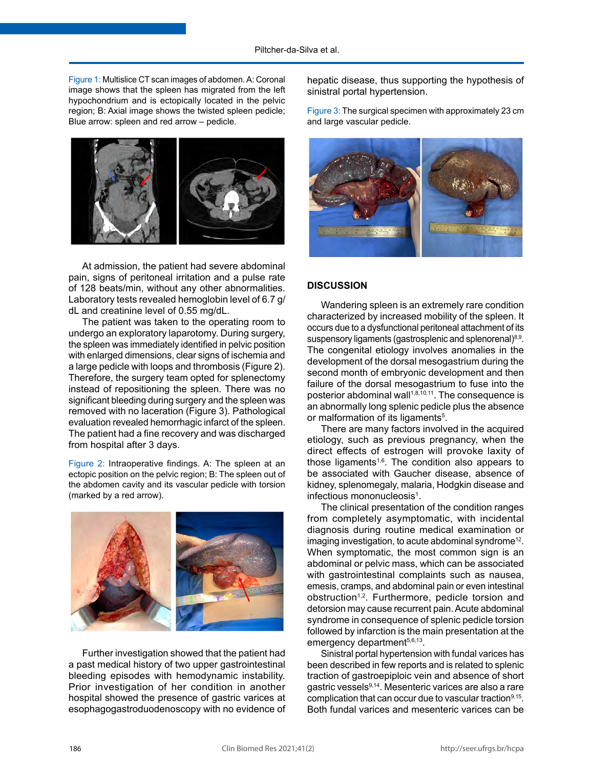Figure 1: Multislice CT scan images of abdomen. A: Coronal image shows that the spleen has migrated from the left hypochondrium and is ectopically located in the pelvic region; B: Axial image shows the twisted spleen pedicle; Blue arrow: spleen and red arrow – pedicle.

At admission, the patient had severe abdominal pain, signs of peritoneal irritation and a pulse rate of 128 beats/min, without any other abnormalities. Laboratory tests revealed hemoglobin level of 6.7 g/dL and creatinine level of 0.55 mg/dL.

The patient was taken to the operating room to undergo an exploratory laparotomy. During surgery, the spleen was immediately identified in pelvic position with enlarged dimensions, clear signs of ischemia and a large pedicle with loops and thrombosis (Figure 2). Therefore, the surgery team opted for splenectomy instead of repositioning the spleen. There was no significant bleeding during surgery and the spleen was removed with no laceration (Figure 3). Pathological evaluation revealed hemorrhagic infarct of the spleen. The patient had a fine recovery and was discharged from hospital after 3 days.

Figure 2: Intraoperative findings. A: The spleen at an ectopic position on the pelvic region; B: The spleen out of the abdomen cavity and its vascular pedicle with torsion (marked by a red arrow).

Further investigation showed that the patient had a past medical history of two upper gastrointestinal bleeding episodes with hemodynamic instability. Prior investigation of her condition in another hospital showed the presence of gastric varices at esophagogastroduodenoscopy with no evidence of hepatic disease, thus supporting the hypothesis of sinistral portal hypertension.

Figure 3: The surgical specimen with approximately 23 cm and large vascular pedicle.

## DISCUSSION

Wandering spleen is an extremely rare condition characterized by increased mobility of the spleen. It occurs due to a dysfunctional peritoneal attachment of its suspensory ligaments (gastrosplenic and splenorenal)[8,9]. The congenital etiology involves anomalies in the development of the dorsal mesogastrium during the second month of embryonic development and then failure of the dorsal mesogastrium to fuse into the posterior abdominal wall[1,8,10,11]. The consequence is an abnormally long splenic pedicle plus the absence or malformation of its ligaments[5].

There are many factors involved in the acquired etiology, such as previous pregnancy, when the direct effects of estrogen will provoke laxity of those ligaments[1,6]. The condition also appears to be associated with Gaucher disease, absence of kidney, splenomegaly, malaria, Hodgkin disease and infectious mononucleosis[1].

The clinical presentation of the condition ranges from completely asymptomatic, with incidental diagnosis during routine medical examination or imaging investigation, to acute abdominal syndrome[12]. When symptomatic, the most common sign is an abdominal or pelvic mass, which can be associated with gastrointestinal complaints such as nausea, emesis, cramps, and abdominal pain or even intestinal obstruction[1,2]. Furthermore, pedicle torsion and detorsion may cause recurrent pain. Acute abdominal syndrome in consequence of splenic pedicle torsion followed by infarction is the main presentation at the emergency department[5,6,13].

Sinistral portal hypertension with fundal varices has been described in few reports and is related to splenic traction of gastroepiploic vein and absence of short gastric vessels[9,14]. Mesenteric varices are also a rare complication that can occur due to vascular traction[9,15]. Both fundal varices and mesenteric varices can be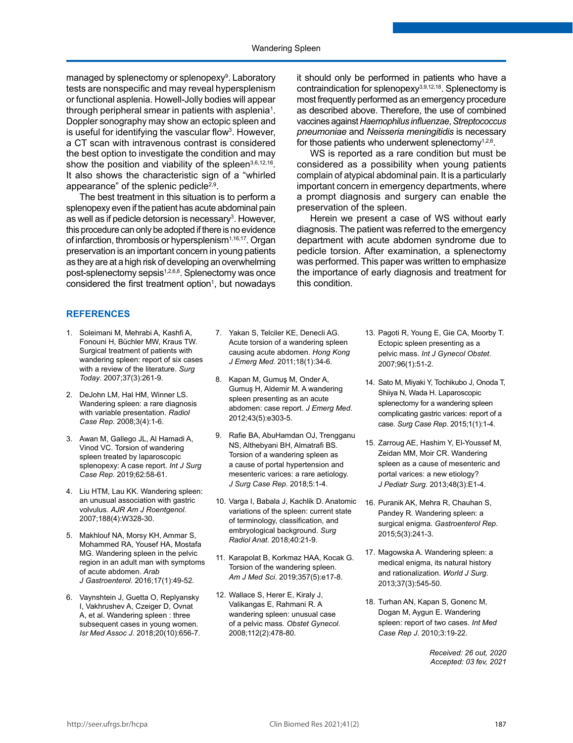managed by splenectomy or splenopexy[9]. Laboratory tests are nonspecific and may reveal hypersplenism or functional asplenia. Howell-Jolly bodies will appear through peripheral smear in patients with asplenia[1]. Doppler sonography may show an ectopic spleen and is useful for identifying the vascular flow[3]. However, a CT scan with intravenous contrast is considered the best option to investigate the condition and may show the position and viability of the spleen[3,6,12,16]. It also shows the characteristic sign of a "whirled appearance" of the splenic pedicle[2,9].

The best treatment in this situation is to perform a splenopexy even if the patient has acute abdominal pain as well as if pedicle detorsion is necessary[3]. However, this procedure can only be adopted if there is no evidence of infarction, thrombosis or hypersplenism[1,16,17]. Organ preservation is an important concern in young patients as they are at a high risk of developing an overwhelming post-splenectomy sepsis[1,2,6,8]. Splenectomy was once considered the first treatment option[1], but nowadays it should only be performed in patients who have a contraindication for splenopexy[3,9,12,18]. Splenectomy is most frequently performed as an emergency procedure as described above. Therefore, the use of combined vaccines against *Haemophilus influenzae*, *Streptococcus pneumoniae* and *Neisseria meningitidis* is necessary for those patients who underwent splenectomy[1,2,6].

WS is reported as a rare condition but must be considered as a possibility when young patients complain of atypical abdominal pain. It is a particularly important concern in emergency departments, where a prompt diagnosis and surgery can enable the preservation of the spleen.

Herein we present a case of WS without early diagnosis. The patient was referred to the emergency department with acute abdomen syndrome due to pedicle torsion. After examination, a splenectomy was performed. This paper was written to emphasize the importance of early diagnosis and treatment for this condition.

## REFERENCES

1. Soleimani M, Mehrabi A, Kashfi A, Fonouni H, Büchler MW, Kraus TW. Surgical treatment of patients with wandering spleen: report of six cases with a review of the literature. *Surg Today*. 2007;37(3):261-9.
2. DeJohn LM, Hal HM, Winner LS. Wandering spleen: a rare diagnosis with variable presentation. *Radiol Case Rep*. 2008;3(4):1-6.
3. Awan M, Gallego JL, Al Hamadi A, Vinod VC. Torsion of wandering spleen treated by laparoscopic splenopexy: A case report. *Int J Surg Case Rep*. 2019;62:58-61.
4. Liu HTM, Lau KK. Wandering spleen: an unusual association with gastric volvulus. *AJR Am J Roentgenol*. 2007;188(4):W328-30.
5. Makhlouf NA, Morsy KH, Ammar S, Mohammed RA, Yousef HA, Mostafa MG. Wandering spleen in the pelvic region in an adult man with symptoms of acute abdomen. *Arab J Gastroenterol*. 2016;17(1):49-52.
6. Vaynshtein J, Guetta O, Replyansky I, Vakhrushev A, Czeiger D, Ovnat A, et al. Wandering spleen : three subsequent cases in young women. *Isr Med Assoc J*. 2018;20(10):656-7.
7. Yakan S, Telciler KE, Denecli AG. Acute torsion of a wandering spleen causing acute abdomen. *Hong Kong J Emerg Med*. 2011;18(1):34-6.
8. Kapan M, Gumuş M, Onder A, Gumuş H, Aldemir M. A wandering spleen presenting as an acute abdomen: case report. *J Emerg Med*. 2012;43(5):e303-5.
9. Rafie BA, AbuHamdan OJ, Trengganu NS, Althebyani BH, Almatrafi BS. Torsion of a wandering spleen as a cause of portal hypertension and mesenteric varices: a rare aetiology. *J Surg Case Rep*. 2018;5:1-4.
10. Varga I, Babala J, Kachlik D. Anatomic variations of the spleen: current state of terminology, classification, and embryological background. *Surg Radiol Anat*. 2018;40:21-9.
11. Karapolat B, Korkmaz HAA, Kocak G. Torsion of the wandering spleen. *Am J Med Sci*. 2019;357(5):e17-8.
12. Wallace S, Herer E, Kiraly J, Valikangas E, Rahmani R. A wandering spleen: unusual case of a pelvic mass. *Obstet Gynecol*. 2008;112(2):478-80.
13. Pagoti R, Young E, Gie CA, Moorby T. Ectopic spleen presenting as a pelvic mass. *Int J Gynecol Obstet*. 2007;96(1):51-2.
14. Sato M, Miyaki Y, Tochikubo J, Onoda T, Shiiya N, Wada H. Laparoscopic splenectomy for a wandering spleen complicating gastric varices: report of a case. *Surg Case Rep*. 2015;1(1):1-4.
15. Zarroug AE, Hashim Y, El-Youssef M, Zeidan MM, Moir CR. Wandering spleen as a cause of mesenteric and portal varices: a new etiology? *J Pediatr Surg*. 2013;48(3):E1-4.
16. Puranik AK, Mehra R, Chauhan S, Pandey R. Wandering spleen: a surgical enigma. *Gastroenterol Rep*. 2015;5(3):241-3.
17. Magowska A. Wandering spleen: a medical enigma, its natural history and rationalization. *World J Surg*. 2013;37(3):545-50.
18. Turhan AN, Kapan S, Gonenc M, Dogan M, Aygun E. Wandering spleen: report of two cases. *Int Med Case Rep J*. 2010;3:19-22.

*Received: 26 out, 2020*
*Accepted: 03 fev, 2021*